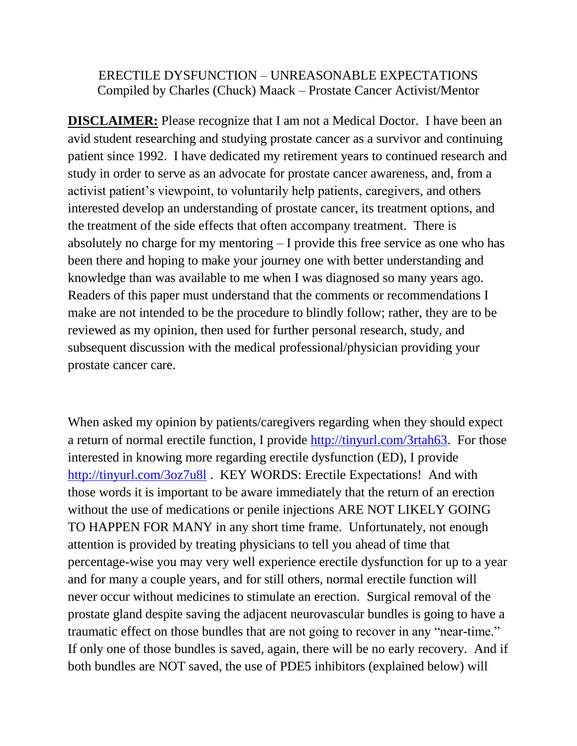ERECTILE DYSFUNCTION – UNREASONABLE EXPECTATIONS
Compiled by Charles (Chuck) Maack – Prostate Cancer Activist/Mentor

**DISCLAIMER:** Please recognize that I am not a Medical Doctor. I have been an avid student researching and studying prostate cancer as a survivor and continuing patient since 1992. I have dedicated my retirement years to continued research and study in order to serve as an advocate for prostate cancer awareness, and, from a activist patient's viewpoint, to voluntarily help patients, caregivers, and others interested develop an understanding of prostate cancer, its treatment options, and the treatment of the side effects that often accompany treatment. There is absolutely no charge for my mentoring – I provide this free service as one who has been there and hoping to make your journey one with better understanding and knowledge than was available to me when I was diagnosed so many years ago. Readers of this paper must understand that the comments or recommendations I make are not intended to be the procedure to blindly follow; rather, they are to be reviewed as my opinion, then used for further personal research, study, and subsequent discussion with the medical professional/physician providing your prostate cancer care.

When asked my opinion by patients/caregivers regarding when they should expect a return of normal erectile function, I provide http://tinyurl.com/3rtah63. For those interested in knowing more regarding erectile dysfunction (ED), I provide http://tinyurl.com/3oz7u8l . KEY WORDS: Erectile Expectations! And with those words it is important to be aware immediately that the return of an erection without the use of medications or penile injections ARE NOT LIKELY GOING TO HAPPEN FOR MANY in any short time frame. Unfortunately, not enough attention is provided by treating physicians to tell you ahead of time that percentage-wise you may very well experience erectile dysfunction for up to a year and for many a couple years, and for still others, normal erectile function will never occur without medicines to stimulate an erection. Surgical removal of the prostate gland despite saving the adjacent neurovascular bundles is going to have a traumatic effect on those bundles that are not going to recover in any "near-time." If only one of those bundles is saved, again, there will be no early recovery. And if both bundles are NOT saved, the use of PDE5 inhibitors (explained below) will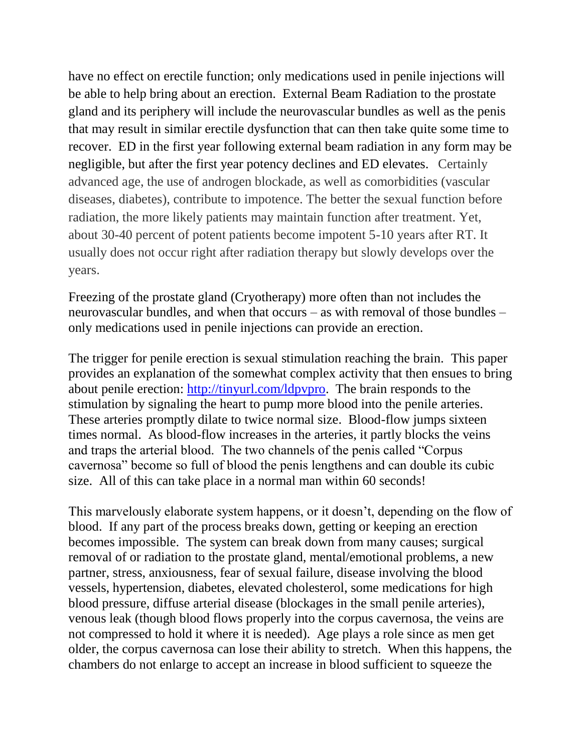have no effect on erectile function; only medications used in penile injections will be able to help bring about an erection. External Beam Radiation to the prostate gland and its periphery will include the neurovascular bundles as well as the penis that may result in similar erectile dysfunction that can then take quite some time to recover. ED in the first year following external beam radiation in any form may be negligible, but after the first year potency declines and ED elevates. Certainly advanced age, the use of androgen blockade, as well as comorbidities (vascular diseases, diabetes), contribute to impotence. The better the sexual function before radiation, the more likely patients may maintain function after treatment. Yet, about 30-40 percent of potent patients become impotent 5-10 years after RT. It usually does not occur right after radiation therapy but slowly develops over the years.

Freezing of the prostate gland (Cryotherapy) more often than not includes the neurovascular bundles, and when that occurs – as with removal of those bundles – only medications used in penile injections can provide an erection.

The trigger for penile erection is sexual stimulation reaching the brain. This paper provides an explanation of the somewhat complex activity that then ensues to bring about penile erection: [http://tinyurl.com/ldpvpro](http://tinyurl.com/ldpvpro). The brain responds to the stimulation by signaling the heart to pump more blood into the penile arteries. These arteries promptly dilate to twice normal size. Blood-flow jumps sixteen times normal. As blood-flow increases in the arteries, it partly blocks the veins and traps the arterial blood. The two channels of the penis called "Corpus cavernosa" become so full of blood the penis lengthens and can double its cubic size. All of this can take place in a normal man within 60 seconds!

This marvelously elaborate system happens, or it doesn't, depending on the flow of blood. If any part of the process breaks down, getting or keeping an erection becomes impossible. The system can break down from many causes; surgical removal of or radiation to the prostate gland, mental/emotional problems, a new partner, stress, anxiousness, fear of sexual failure, disease involving the blood vessels, hypertension, diabetes, elevated cholesterol, some medications for high blood pressure, diffuse arterial disease (blockages in the small penile arteries), venous leak (though blood flows properly into the corpus cavernosa, the veins are not compressed to hold it where it is needed). Age plays a role since as men get older, the corpus cavernosa can lose their ability to stretch. When this happens, the chambers do not enlarge to accept an increase in blood sufficient to squeeze the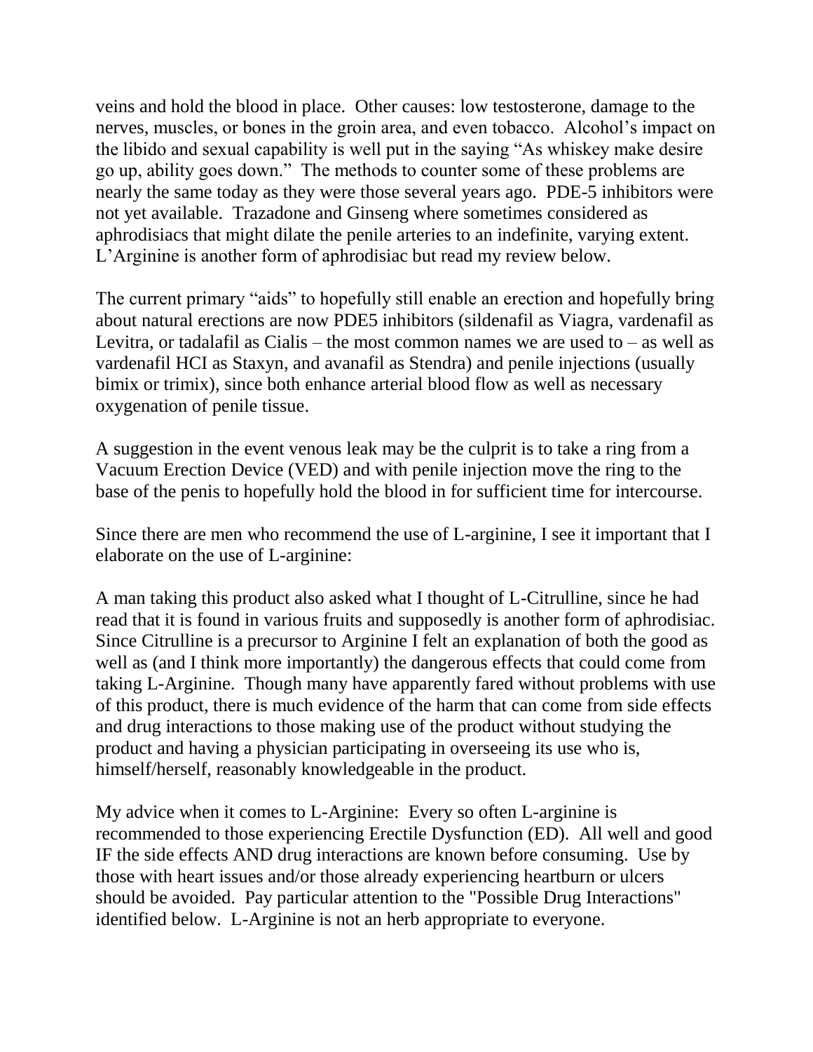veins and hold the blood in place. Other causes: low testosterone, damage to the nerves, muscles, or bones in the groin area, and even tobacco. Alcohol's impact on the libido and sexual capability is well put in the saying "As whiskey make desire go up, ability goes down." The methods to counter some of these problems are nearly the same today as they were those several years ago. PDE-5 inhibitors were not yet available. Trazadone and Ginseng where sometimes considered as aphrodisiacs that might dilate the penile arteries to an indefinite, varying extent. L'Arginine is another form of aphrodisiac but read my review below.

The current primary "aids" to hopefully still enable an erection and hopefully bring about natural erections are now PDE5 inhibitors (sildenafil as Viagra, vardenafil as Levitra, or tadalafil as Cialis – the most common names we are used to – as well as vardenafil HCI as Staxyn, and avanafil as Stendra) and penile injections (usually bimix or trimix), since both enhance arterial blood flow as well as necessary oxygenation of penile tissue.

A suggestion in the event venous leak may be the culprit is to take a ring from a Vacuum Erection Device (VED) and with penile injection move the ring to the base of the penis to hopefully hold the blood in for sufficient time for intercourse.

Since there are men who recommend the use of L-arginine, I see it important that I elaborate on the use of L-arginine:

A man taking this product also asked what I thought of L-Citrulline, since he had read that it is found in various fruits and supposedly is another form of aphrodisiac. Since Citrulline is a precursor to Arginine I felt an explanation of both the good as well as (and I think more importantly) the dangerous effects that could come from taking L-Arginine. Though many have apparently fared without problems with use of this product, there is much evidence of the harm that can come from side effects and drug interactions to those making use of the product without studying the product and having a physician participating in overseeing its use who is, himself/herself, reasonably knowledgeable in the product.

My advice when it comes to L-Arginine: Every so often L-arginine is recommended to those experiencing Erectile Dysfunction (ED). All well and good IF the side effects AND drug interactions are known before consuming. Use by those with heart issues and/or those already experiencing heartburn or ulcers should be avoided. Pay particular attention to the "Possible Drug Interactions" identified below. L-Arginine is not an herb appropriate to everyone.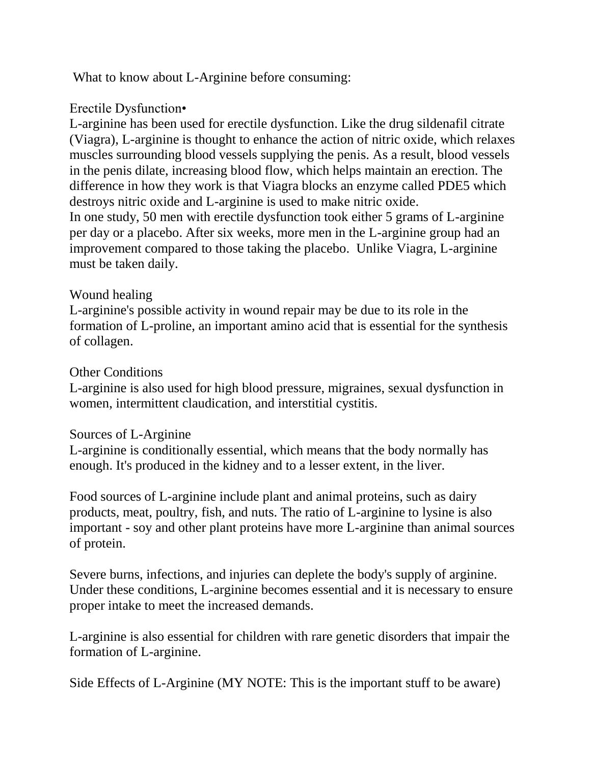What to know about L-Arginine before consuming:

Erectile Dysfunction•

L-arginine has been used for erectile dysfunction. Like the drug sildenafil citrate (Viagra), L-arginine is thought to enhance the action of nitric oxide, which relaxes muscles surrounding blood vessels supplying the penis. As a result, blood vessels in the penis dilate, increasing blood flow, which helps maintain an erection. The difference in how they work is that Viagra blocks an enzyme called PDE5 which destroys nitric oxide and L-arginine is used to make nitric oxide.

In one study, 50 men with erectile dysfunction took either 5 grams of L-arginine per day or a placebo. After six weeks, more men in the L-arginine group had an improvement compared to those taking the placebo. Unlike Viagra, L-arginine must be taken daily.

Wound healing

L-arginine's possible activity in wound repair may be due to its role in the formation of L-proline, an important amino acid that is essential for the synthesis of collagen.

Other Conditions

L-arginine is also used for high blood pressure, migraines, sexual dysfunction in women, intermittent claudication, and interstitial cystitis.

Sources of L-Arginine

L-arginine is conditionally essential, which means that the body normally has enough. It's produced in the kidney and to a lesser extent, in the liver.

Food sources of L-arginine include plant and animal proteins, such as dairy products, meat, poultry, fish, and nuts. The ratio of L-arginine to lysine is also important - soy and other plant proteins have more L-arginine than animal sources of protein.

Severe burns, infections, and injuries can deplete the body's supply of arginine. Under these conditions, L-arginine becomes essential and it is necessary to ensure proper intake to meet the increased demands.

L-arginine is also essential for children with rare genetic disorders that impair the formation of L-arginine.

Side Effects of L-Arginine (MY NOTE: This is the important stuff to be aware)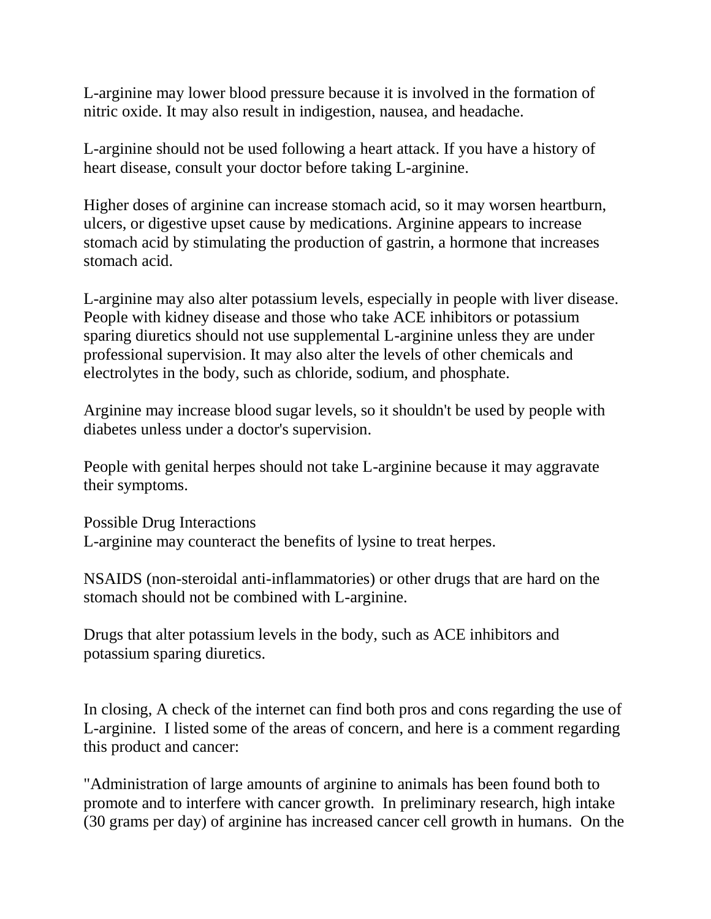L-arginine may lower blood pressure because it is involved in the formation of nitric oxide. It may also result in indigestion, nausea, and headache.

L-arginine should not be used following a heart attack. If you have a history of heart disease, consult your doctor before taking L-arginine.

Higher doses of arginine can increase stomach acid, so it may worsen heartburn, ulcers, or digestive upset cause by medications. Arginine appears to increase stomach acid by stimulating the production of gastrin, a hormone that increases stomach acid.

L-arginine may also alter potassium levels, especially in people with liver disease. People with kidney disease and those who take ACE inhibitors or potassium sparing diuretics should not use supplemental L-arginine unless they are under professional supervision. It may also alter the levels of other chemicals and electrolytes in the body, such as chloride, sodium, and phosphate.

Arginine may increase blood sugar levels, so it shouldn't be used by people with diabetes unless under a doctor's supervision.

People with genital herpes should not take L-arginine because it may aggravate their symptoms.

Possible Drug Interactions
L-arginine may counteract the benefits of lysine to treat herpes.

NSAIDS (non-steroidal anti-inflammatories) or other drugs that are hard on the stomach should not be combined with L-arginine.

Drugs that alter potassium levels in the body, such as ACE inhibitors and potassium sparing diuretics.

In closing, A check of the internet can find both pros and cons regarding the use of L-arginine. I listed some of the areas of concern, and here is a comment regarding this product and cancer:

"Administration of large amounts of arginine to animals has been found both to promote and to interfere with cancer growth. In preliminary research, high intake (30 grams per day) of arginine has increased cancer cell growth in humans. On the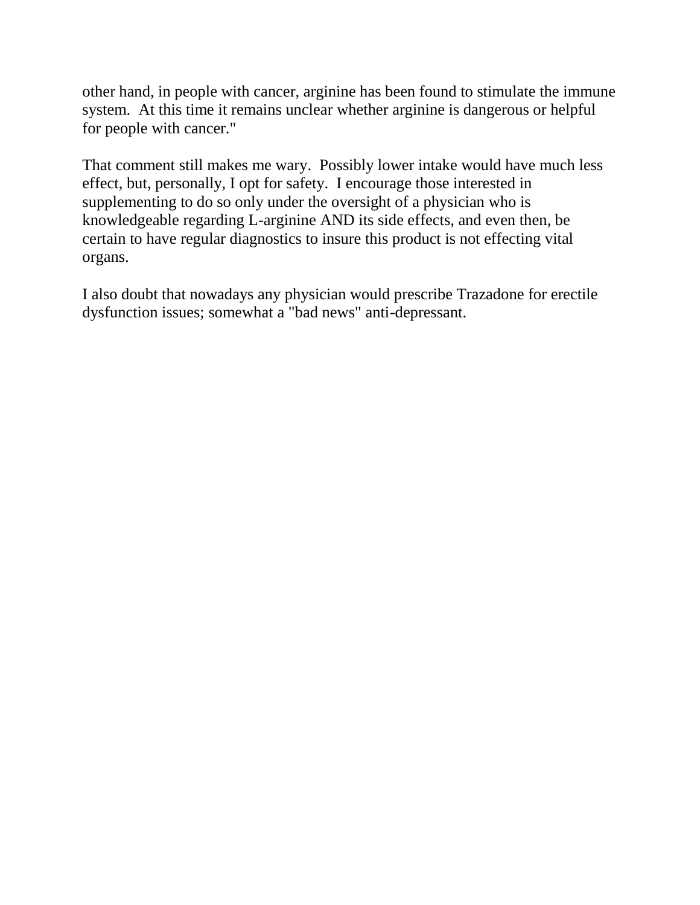other hand, in people with cancer, arginine has been found to stimulate the immune system. At this time it remains unclear whether arginine is dangerous or helpful for people with cancer."

That comment still makes me wary. Possibly lower intake would have much less effect, but, personally, I opt for safety. I encourage those interested in supplementing to do so only under the oversight of a physician who is knowledgeable regarding L-arginine AND its side effects, and even then, be certain to have regular diagnostics to insure this product is not effecting vital organs.

I also doubt that nowadays any physician would prescribe Trazadone for erectile dysfunction issues; somewhat a "bad news" anti-depressant.